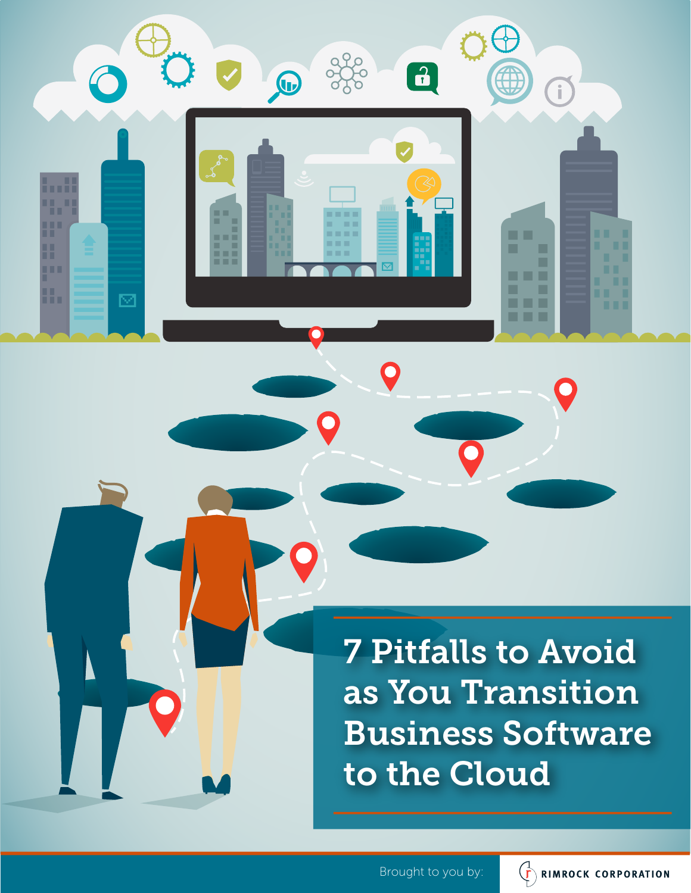# 7 Pitfalls to Avoid as You Transition Business Software to the Cloud

Brought to you by: RIMROCK CORPORATION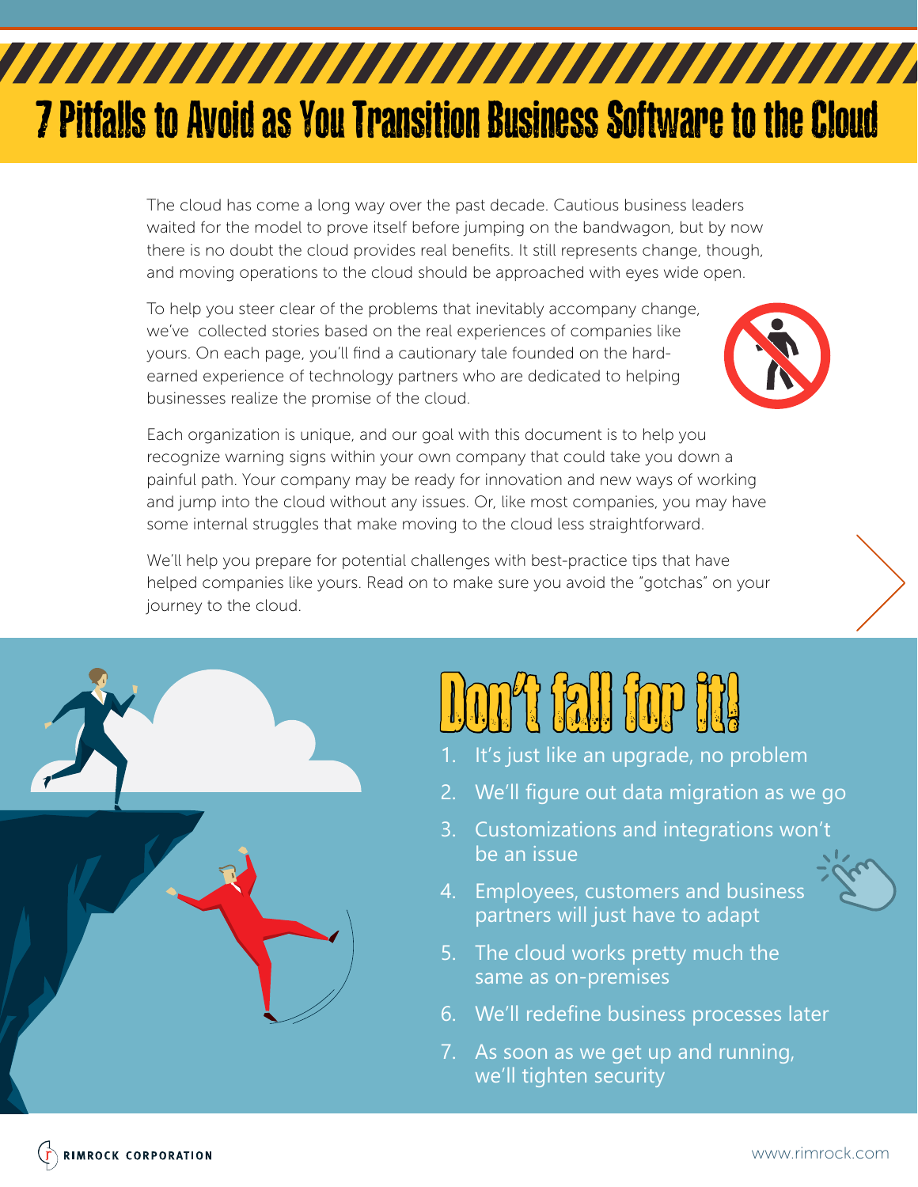# 7 Pitfalls to Avoid as You Transition Business Software to the Cloud

The cloud has come a long way over the past decade. Cautious business leaders waited for the model to prove itself before jumping on the bandwagon, but by now there is no doubt the cloud provides real benefits. It still represents change, though, and moving operations to the cloud should be approached with eyes wide open.

To help you steer clear of the problems that inevitably accompany change, we've collected stories based on the real experiences of companies like yours. On each page, you'll find a cautionary tale founded on the hard-earned experience of technology partners who are dedicated to helping businesses realize the promise of the cloud.

Each organization is unique, and our goal with this document is to help you recognize warning signs within your own company that could take you down a painful path. Your company may be ready for innovation and new ways of working and jump into the cloud without any issues. Or, like most companies, you may have some internal struggles that make moving to the cloud less straightforward.

We'll help you prepare for potential challenges with best-practice tips that have helped companies like yours. Read on to make sure you avoid the "gotchas" on your journey to the cloud.

## Don't fall for it!

1. It's just like an upgrade, no problem
2. We'll figure out data migration as we go
3. Customizations and integrations won't be an issue
4. Employees, customers and business partners will just have to adapt
5. The cloud works pretty much the same as on-premises
6. We'll redefine business processes later
7. As soon as we get up and running, we'll tighten security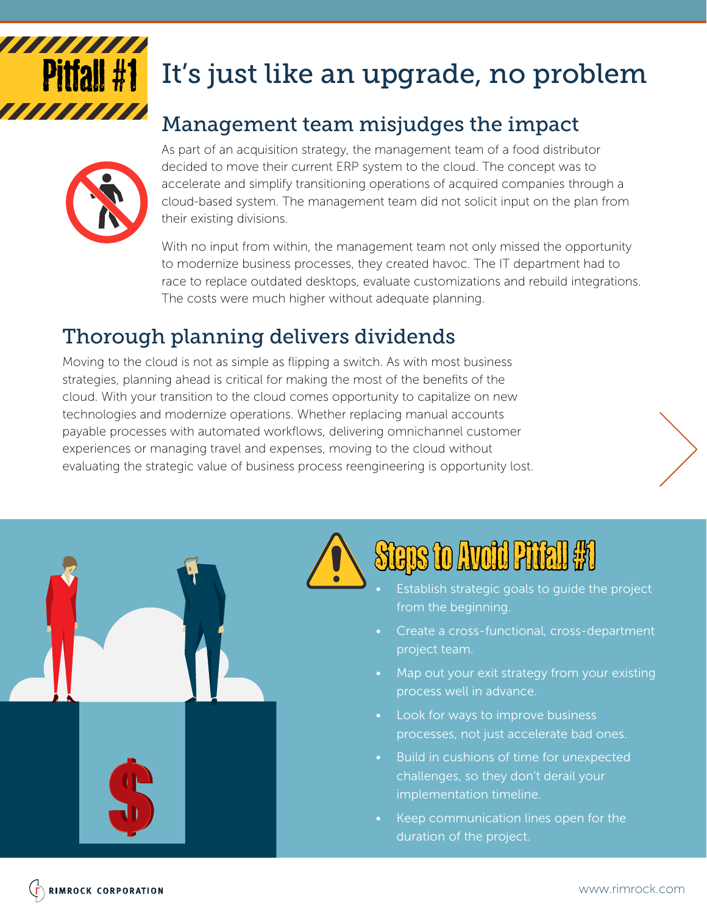# Pitfall #1 It's just like an upgrade, no problem

## Management team misjudges the impact

As part of an acquisition strategy, the management team of a food distributor decided to move their current ERP system to the cloud. The concept was to accelerate and simplify transitioning operations of acquired companies through a cloud-based system. The management team did not solicit input on the plan from their existing divisions.

With no input from within, the management team not only missed the opportunity to modernize business processes, they created havoc. The IT department had to race to replace outdated desktops, evaluate customizations and rebuild integrations. The costs were much higher without adequate planning.

## Thorough planning delivers dividends

Moving to the cloud is not as simple as flipping a switch. As with most business strategies, planning ahead is critical for making the most of the benefits of the cloud. With your transition to the cloud comes opportunity to capitalize on new technologies and modernize operations. Whether replacing manual accounts payable processes with automated workflows, delivering omnichannel customer experiences or managing travel and expenses, moving to the cloud without evaluating the strategic value of business process reengineering is opportunity lost.

## Steps to Avoid Pitfall #1

- Establish strategic goals to guide the project from the beginning.
- Create a cross-functional, cross-department project team.
- Map out your exit strategy from your existing process well in advance.
- Look for ways to improve business processes, not just accelerate bad ones.
- Build in cushions of time for unexpected challenges, so they don't derail your implementation timeline.
- Keep communication lines open for the duration of the project.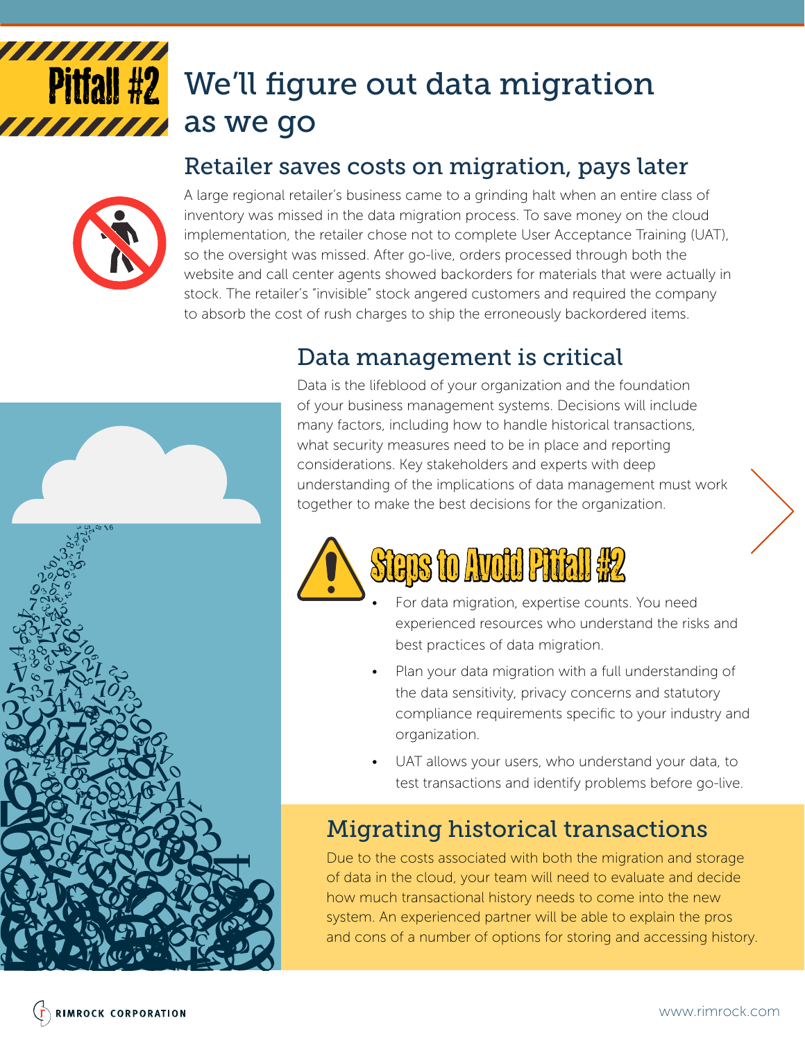# Pitfall #2 We'll figure out data migration as we go

## Retailer saves costs on migration, pays later

A large regional retailer's business came to a grinding halt when an entire class of inventory was missed in the data migration process. To save money on the cloud implementation, the retailer chose not to complete User Acceptance Training (UAT), so the oversight was missed. After go-live, orders processed through both the website and call center agents showed backorders for materials that were actually in stock. The retailer's "invisible" stock angered customers and required the company to absorb the cost of rush charges to ship the erroneously backordered items.

## Data management is critical

Data is the lifeblood of your organization and the foundation of your business management systems. Decisions will include many factors, including how to handle historical transactions, what security measures need to be in place and reporting considerations. Key stakeholders and experts with deep understanding of the implications of data management must work together to make the best decisions for the organization.

## Steps to Avoid Pitfall #2

- For data migration, expertise counts. You need experienced resources who understand the risks and best practices of data migration.
- Plan your data migration with a full understanding of the data sensitivity, privacy concerns and statutory compliance requirements specific to your industry and organization.
- UAT allows your users, who understand your data, to test transactions and identify problems before go-live.

## Migrating historical transactions

Due to the costs associated with both the migration and storage of data in the cloud, your team will need to evaluate and decide how much transactional history needs to come into the new system. An experienced partner will be able to explain the pros and cons of a number of options for storing and accessing history.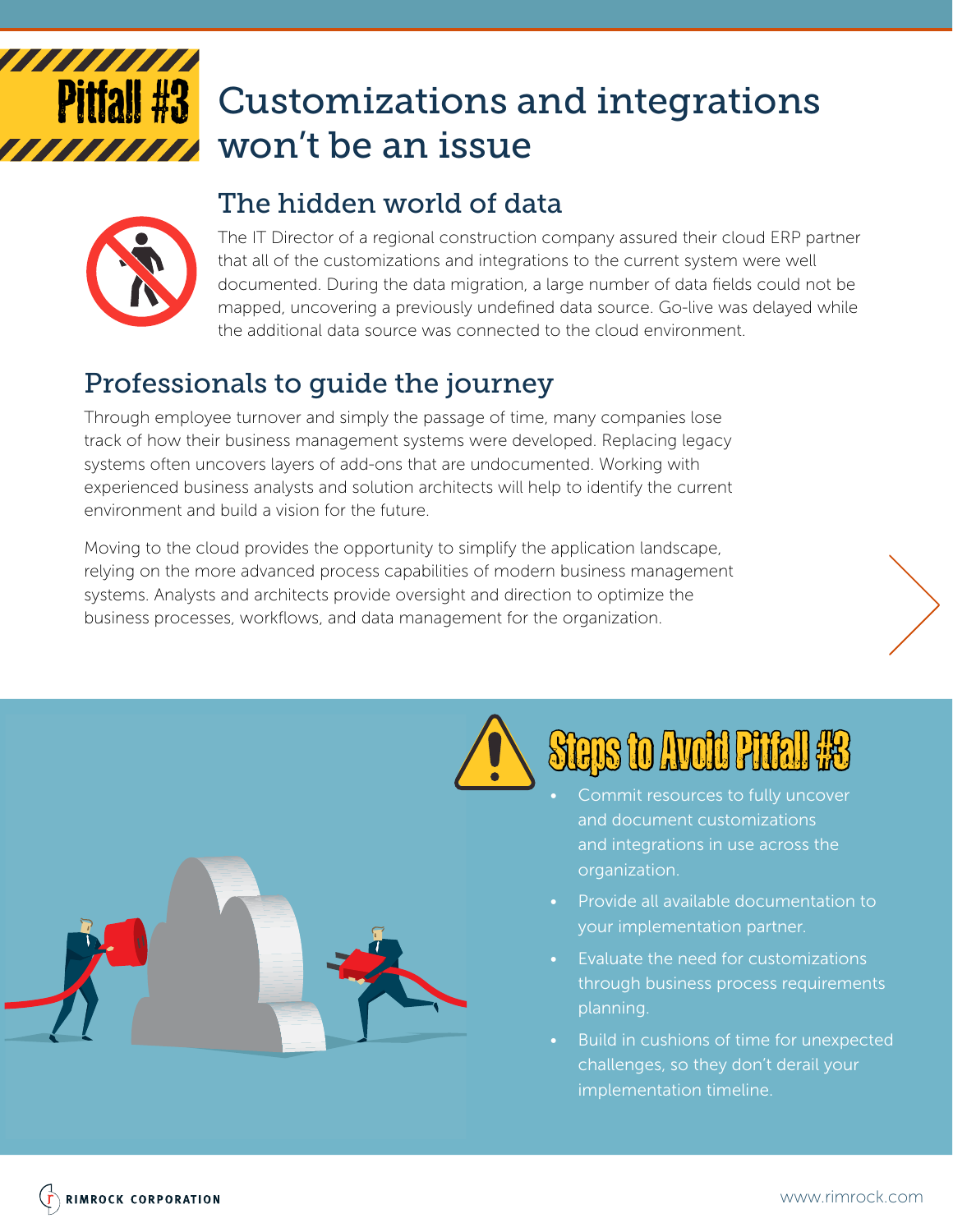# Pitfall #3 Customizations and integrations won't be an issue

## The hidden world of data

The IT Director of a regional construction company assured their cloud ERP partner that all of the customizations and integrations to the current system were well documented. During the data migration, a large number of data fields could not be mapped, uncovering a previously undefined data source. Go-live was delayed while the additional data source was connected to the cloud environment.

## Professionals to guide the journey

Through employee turnover and simply the passage of time, many companies lose track of how their business management systems were developed. Replacing legacy systems often uncovers layers of add-ons that are undocumented. Working with experienced business analysts and solution architects will help to identify the current environment and build a vision for the future.

Moving to the cloud provides the opportunity to simplify the application landscape, relying on the more advanced process capabilities of modern business management systems. Analysts and architects provide oversight and direction to optimize the business processes, workflows, and data management for the organization.

## Steps to Avoid Pitfall #3

- Commit resources to fully uncover and document customizations and integrations in use across the organization.
- Provide all available documentation to your implementation partner.
- Evaluate the need for customizations through business process requirements planning.
- Build in cushions of time for unexpected challenges, so they don't derail your implementation timeline.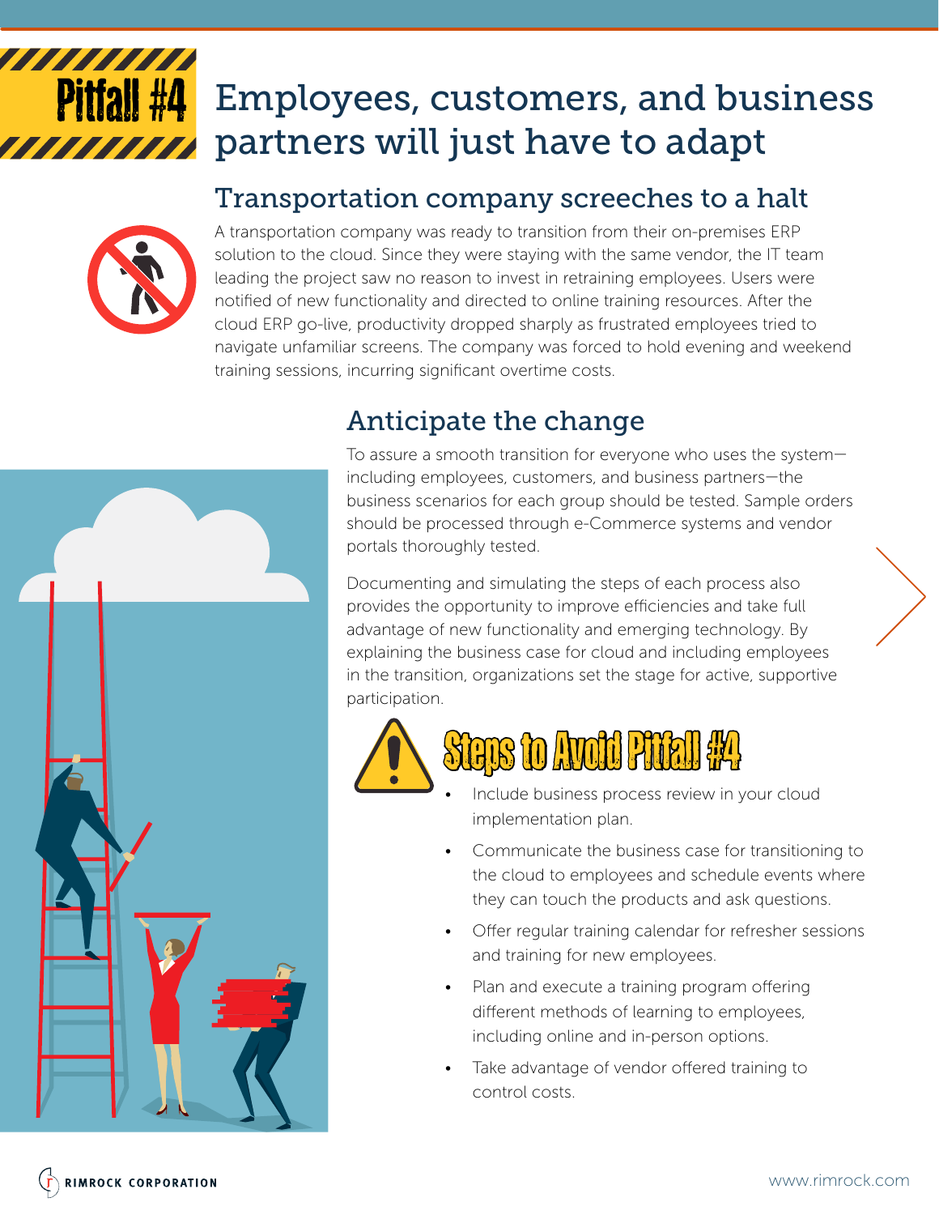# Pitfall #4 Employees, customers, and business partners will just have to adapt

## Transportation company screeches to a halt

A transportation company was ready to transition from their on-premises ERP solution to the cloud. Since they were staying with the same vendor, the IT team leading the project saw no reason to invest in retraining employees. Users were notified of new functionality and directed to online training resources. After the cloud ERP go-live, productivity dropped sharply as frustrated employees tried to navigate unfamiliar screens. The company was forced to hold evening and weekend training sessions, incurring significant overtime costs.

## Anticipate the change

To assure a smooth transition for everyone who uses the system—including employees, customers, and business partners—the business scenarios for each group should be tested. Sample orders should be processed through e-Commerce systems and vendor portals thoroughly tested.

Documenting and simulating the steps of each process also provides the opportunity to improve efficiencies and take full advantage of new functionality and emerging technology. By explaining the business case for cloud and including employees in the transition, organizations set the stage for active, supportive participation.

### Steps to Avoid Pitfall #4

- Include business process review in your cloud implementation plan.
- Communicate the business case for transitioning to the cloud to employees and schedule events where they can touch the products and ask questions.
- Offer regular training calendar for refresher sessions and training for new employees.
- Plan and execute a training program offering different methods of learning to employees, including online and in-person options.
- Take advantage of vendor offered training to control costs.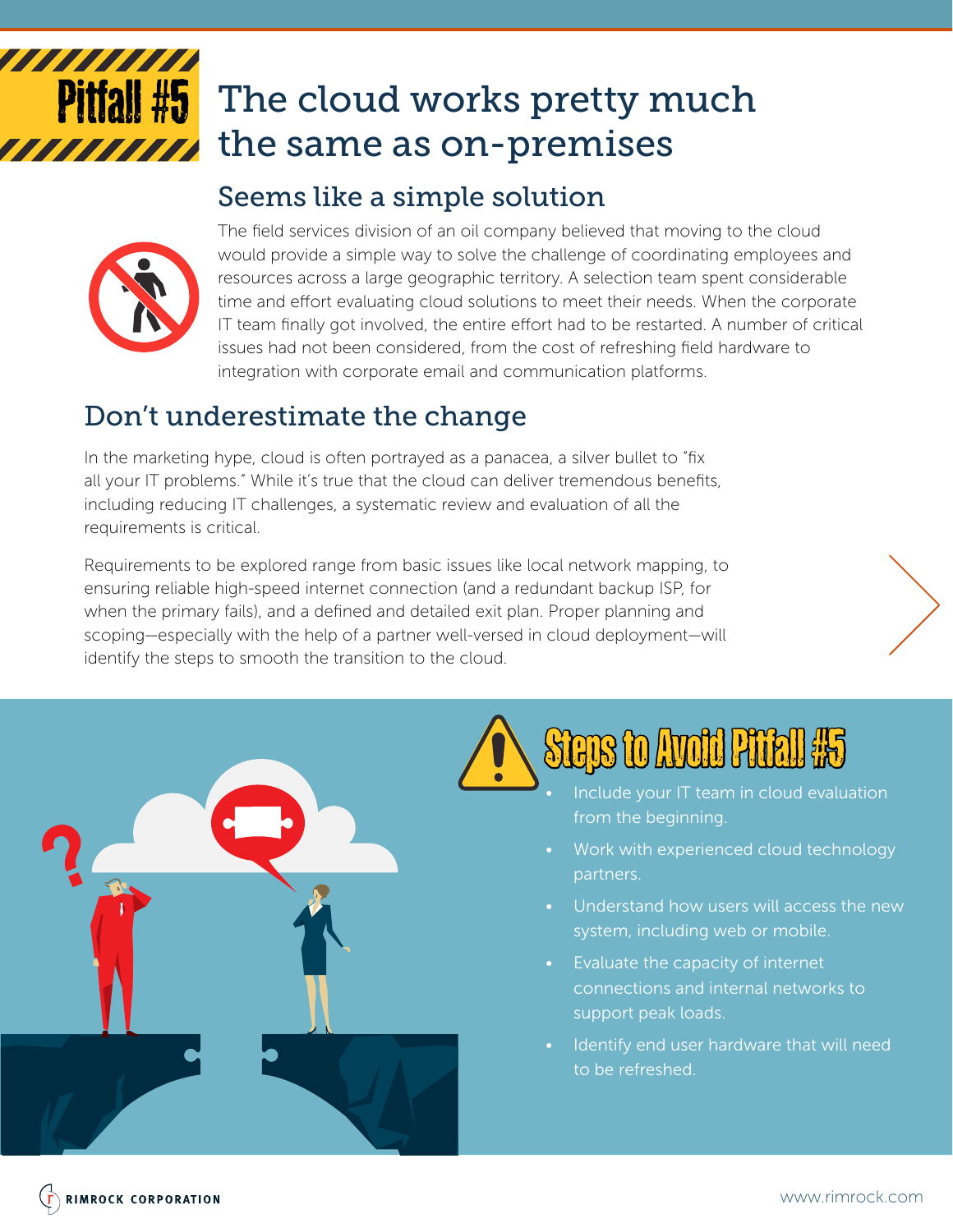# Pitfall #5 The cloud works pretty much the same as on-premises

## Seems like a simple solution

The field services division of an oil company believed that moving to the cloud would provide a simple way to solve the challenge of coordinating employees and resources across a large geographic territory. A selection team spent considerable time and effort evaluating cloud solutions to meet their needs. When the corporate IT team finally got involved, the entire effort had to be restarted. A number of critical issues had not been considered, from the cost of refreshing field hardware to integration with corporate email and communication platforms.

## Don't underestimate the change

In the marketing hype, cloud is often portrayed as a panacea, a silver bullet to "fix all your IT problems." While it's true that the cloud can deliver tremendous benefits, including reducing IT challenges, a systematic review and evaluation of all the requirements is critical.

Requirements to be explored range from basic issues like local network mapping, to ensuring reliable high-speed internet connection (and a redundant backup ISP, for when the primary fails), and a defined and detailed exit plan. Proper planning and scoping—especially with the help of a partner well-versed in cloud deployment—will identify the steps to smooth the transition to the cloud.

## Steps to Avoid Pitfall #5

- Include your IT team in cloud evaluation from the beginning.
- Work with experienced cloud technology partners.
- Understand how users will access the new system, including web or mobile.
- Evaluate the capacity of internet connections and internal networks to support peak loads.
- Identify end user hardware that will need to be refreshed.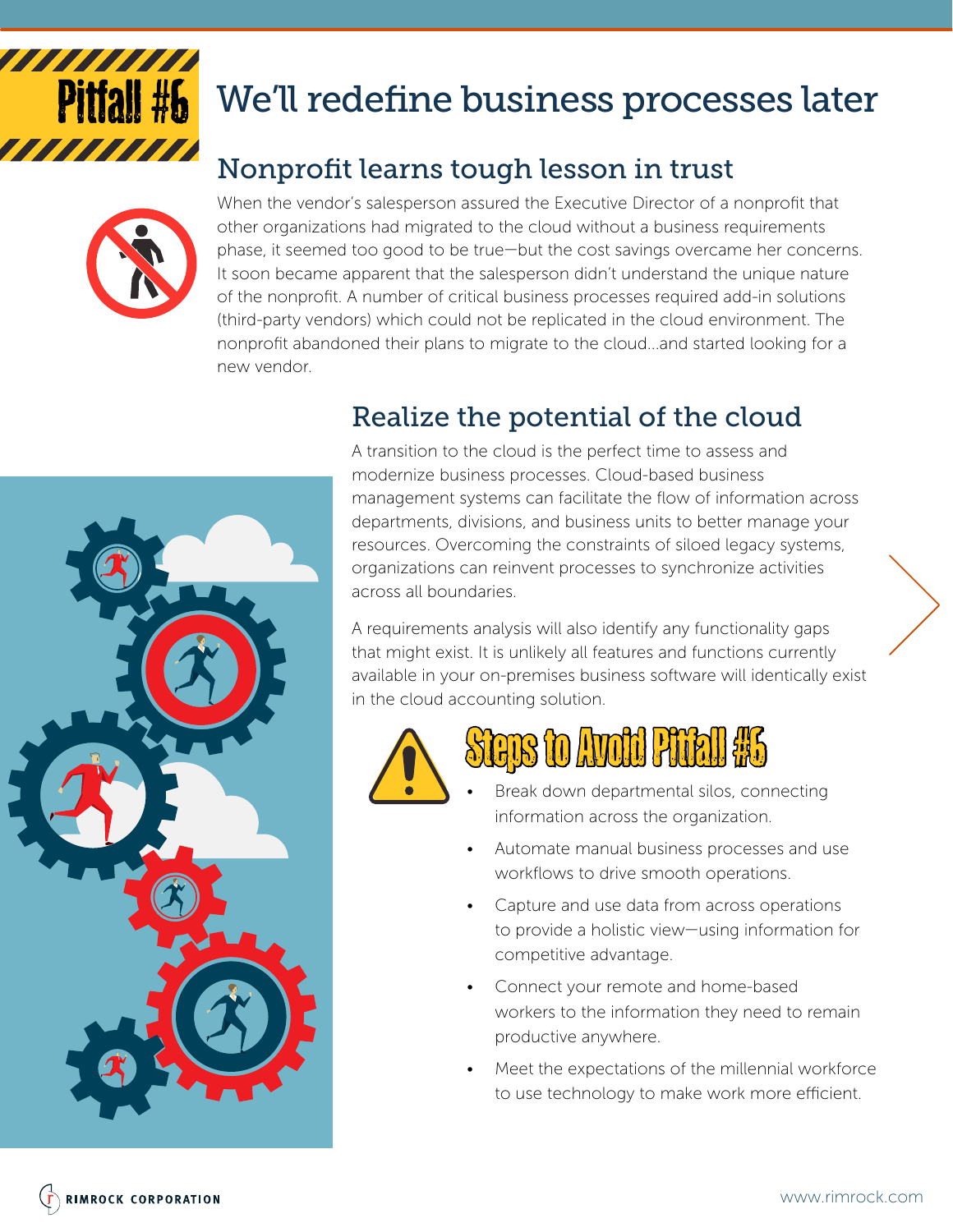# Pitfall #6 We'll redefine business processes later

## Nonprofit learns tough lesson in trust

When the vendor's salesperson assured the Executive Director of a nonprofit that other organizations had migrated to the cloud without a business requirements phase, it seemed too good to be true—but the cost savings overcame her concerns. It soon became apparent that the salesperson didn't understand the unique nature of the nonprofit. A number of critical business processes required add-in solutions (third-party vendors) which could not be replicated in the cloud environment. The nonprofit abandoned their plans to migrate to the cloud...and started looking for a new vendor.

## Realize the potential of the cloud

A transition to the cloud is the perfect time to assess and modernize business processes. Cloud-based business management systems can facilitate the flow of information across departments, divisions, and business units to better manage your resources. Overcoming the constraints of siloed legacy systems, organizations can reinvent processes to synchronize activities across all boundaries.

A requirements analysis will also identify any functionality gaps that might exist. It is unlikely all features and functions currently available in your on-premises business software will identically exist in the cloud accounting solution.

### Steps to Avoid Pitfall #6

- Break down departmental silos, connecting information across the organization.
- Automate manual business processes and use workflows to drive smooth operations.
- Capture and use data from across operations to provide a holistic view—using information for competitive advantage.
- Connect your remote and home-based workers to the information they need to remain productive anywhere.
- Meet the expectations of the millennial workforce to use technology to make work more efficient.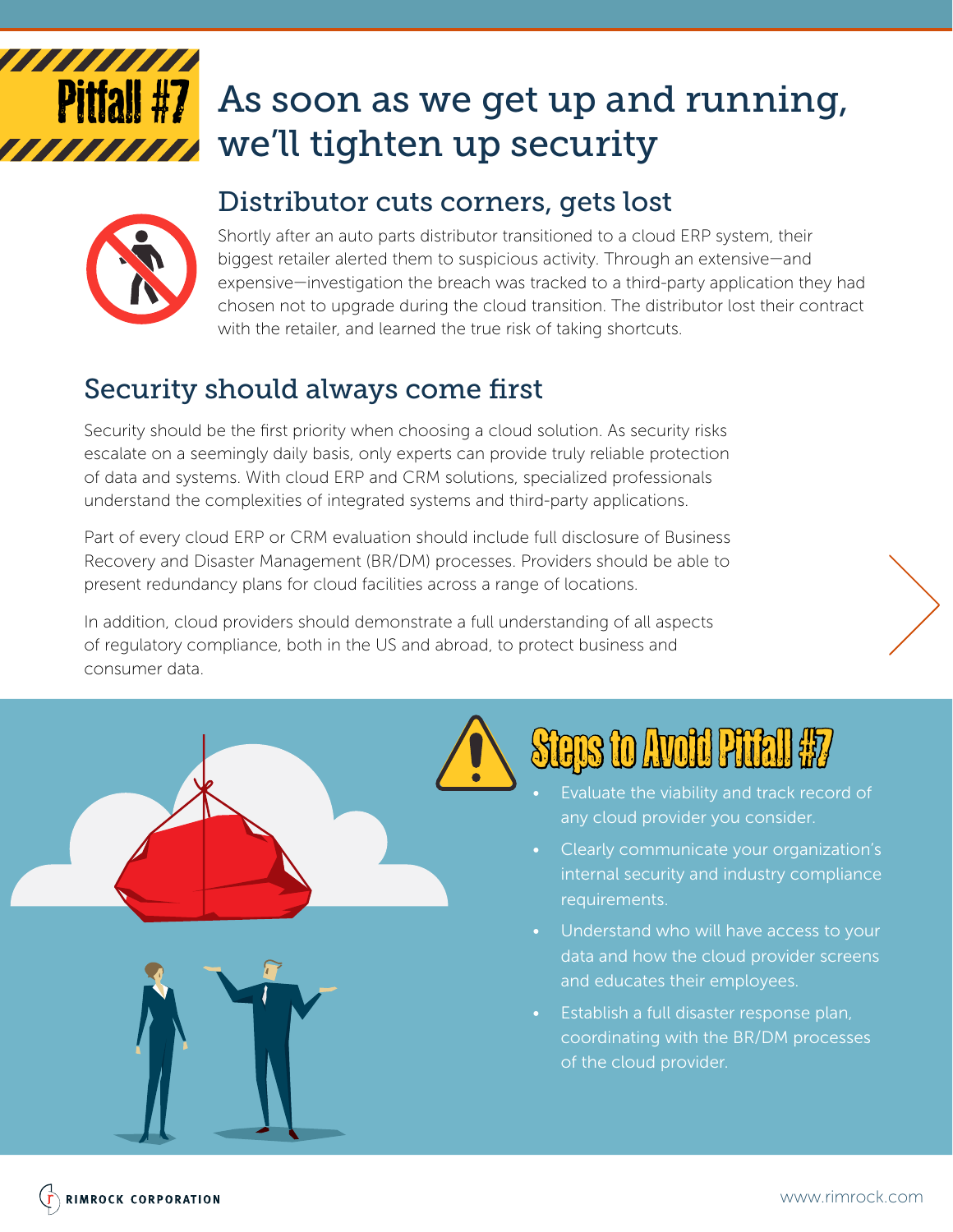# Pitfall #7

# As soon as we get up and running, we'll tighten up security

## Distributor cuts corners, gets lost

Shortly after an auto parts distributor transitioned to a cloud ERP system, their biggest retailer alerted them to suspicious activity. Through an extensive—and expensive—investigation the breach was tracked to a third-party application they had chosen not to upgrade during the cloud transition. The distributor lost their contract with the retailer, and learned the true risk of taking shortcuts.

## Security should always come first

Security should be the first priority when choosing a cloud solution. As security risks escalate on a seemingly daily basis, only experts can provide truly reliable protection of data and systems. With cloud ERP and CRM solutions, specialized professionals understand the complexities of integrated systems and third-party applications.

Part of every cloud ERP or CRM evaluation should include full disclosure of Business Recovery and Disaster Management (BR/DM) processes. Providers should be able to present redundancy plans for cloud facilities across a range of locations.

In addition, cloud providers should demonstrate a full understanding of all aspects of regulatory compliance, both in the US and abroad, to protect business and consumer data.

## Steps to Avoid Pitfall #7

- Evaluate the viability and track record of any cloud provider you consider.
- Clearly communicate your organization's internal security and industry compliance requirements.
- Understand who will have access to your data and how the cloud provider screens and educates their employees.
- Establish a full disaster response plan, coordinating with the BR/DM processes of the cloud provider.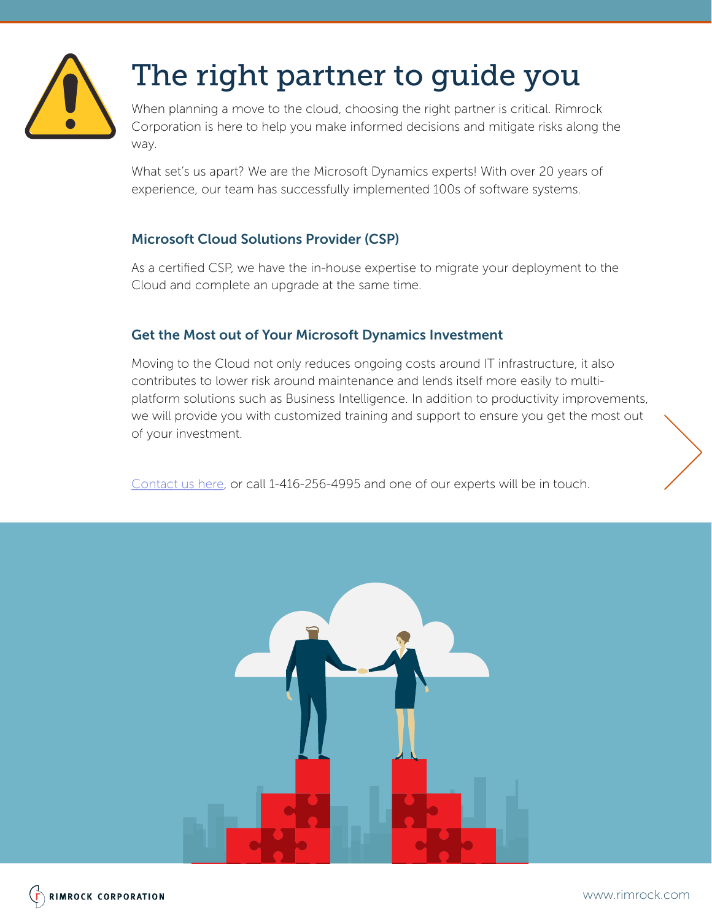# The right partner to guide you

When planning a move to the cloud, choosing the right partner is critical. Rimrock Corporation is here to help you make informed decisions and mitigate risks along the way.

What set's us apart? We are the Microsoft Dynamics experts! With over 20 years of experience, our team has successfully implemented 100s of software systems.

### Microsoft Cloud Solutions Provider (CSP)

As a certified CSP, we have the in-house expertise to migrate your deployment to the Cloud and complete an upgrade at the same time.

### Get the Most out of Your Microsoft Dynamics Investment

Moving to the Cloud not only reduces ongoing costs around IT infrastructure, it also contributes to lower risk around maintenance and lends itself more easily to multi-platform solutions such as Business Intelligence. In addition to productivity improvements, we will provide you with customized training and support to ensure you get the most out of your investment.

Contact us here, or call 1-416-256-4995 and one of our experts will be in touch.

RIMROCK CORPORATION

www.rimrock.com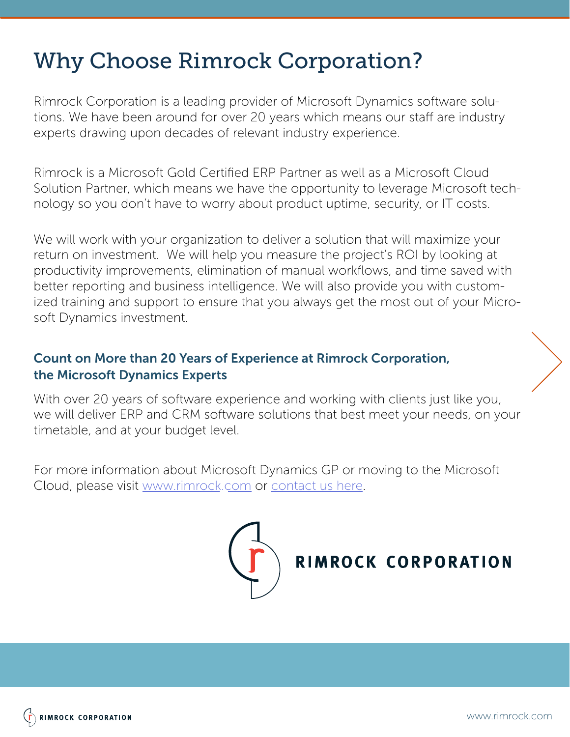# Why Choose Rimrock Corporation?

Rimrock Corporation is a leading provider of Microsoft Dynamics software solutions. We have been around for over 20 years which means our staff are industry experts drawing upon decades of relevant industry experience.

Rimrock is a Microsoft Gold Certified ERP Partner as well as a Microsoft Cloud Solution Partner, which means we have the opportunity to leverage Microsoft technology so you don't have to worry about product uptime, security, or IT costs.

We will work with your organization to deliver a solution that will maximize your return on investment. We will help you measure the project's ROI by looking at productivity improvements, elimination of manual workflows, and time saved with better reporting and business intelligence. We will also provide you with customized training and support to ensure that you always get the most out of your Microsoft Dynamics investment.

### Count on More than 20 Years of Experience at Rimrock Corporation, the Microsoft Dynamics Experts

With over 20 years of software experience and working with clients just like you, we will deliver ERP and CRM software solutions that best meet your needs, on your timetable, and at your budget level.

For more information about Microsoft Dynamics GP or moving to the Microsoft Cloud, please visit [www.rimrock.com](http://www.rimrock.com) or [contact us here](#).

RIMROCK CORPORATION